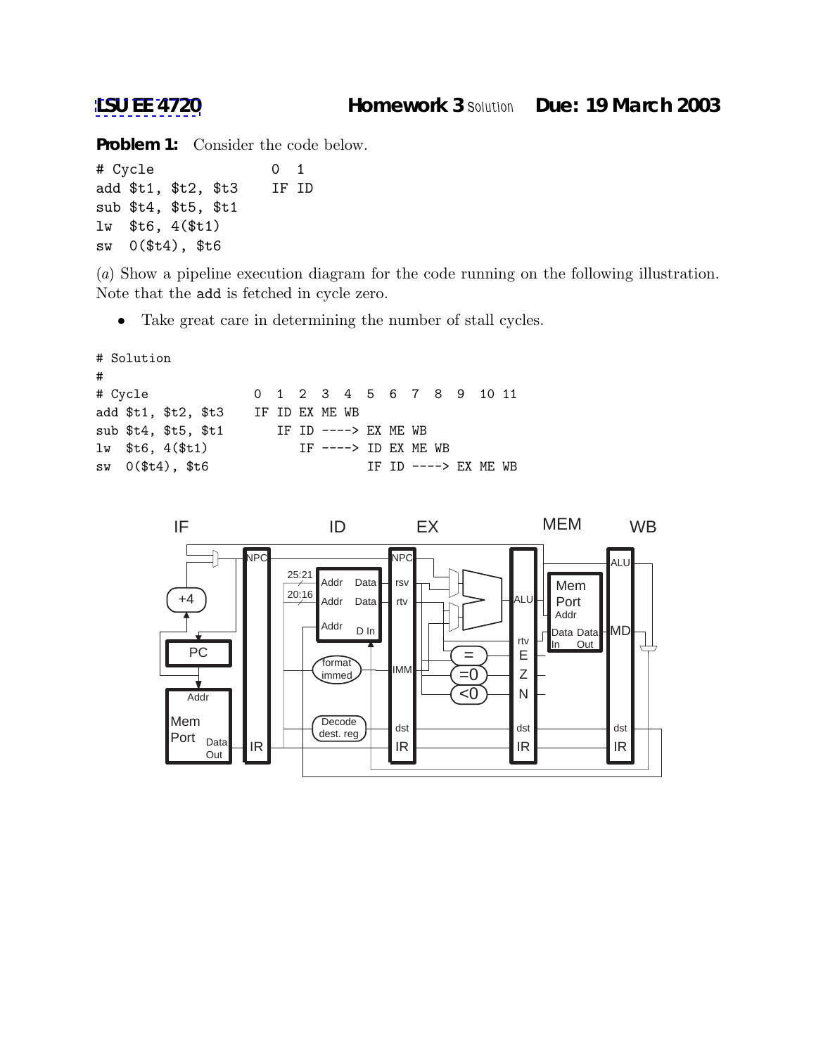**LSU EE 4720** **Homework 3** Solution **Due: 19 March 2003**

**Problem 1:** Consider the code below.

```
# Cycle              0  1
add $t1, $t2, $t3    IF ID
sub $t4, $t5, $t1
lw  $t6, 4($t1)
sw  0($t4), $t6
```

(*a*) Show a pipeline execution diagram for the code running on the following illustration. Note that the `add` is fetched in cycle zero.

- Take great care in determining the number of stall cycles.

```
# Solution
#
# Cycle              0  1  2  3  4  5  6  7  8  9  10 11
add $t1, $t2, $t3    IF ID EX ME WB
sub $t4, $t5, $t1       IF ID ----> EX ME WB
lw  $t6, 4($t1)            IF ----> ID EX ME WB
sw  0($t4), $t6                     IF ID ----> EX ME WB
```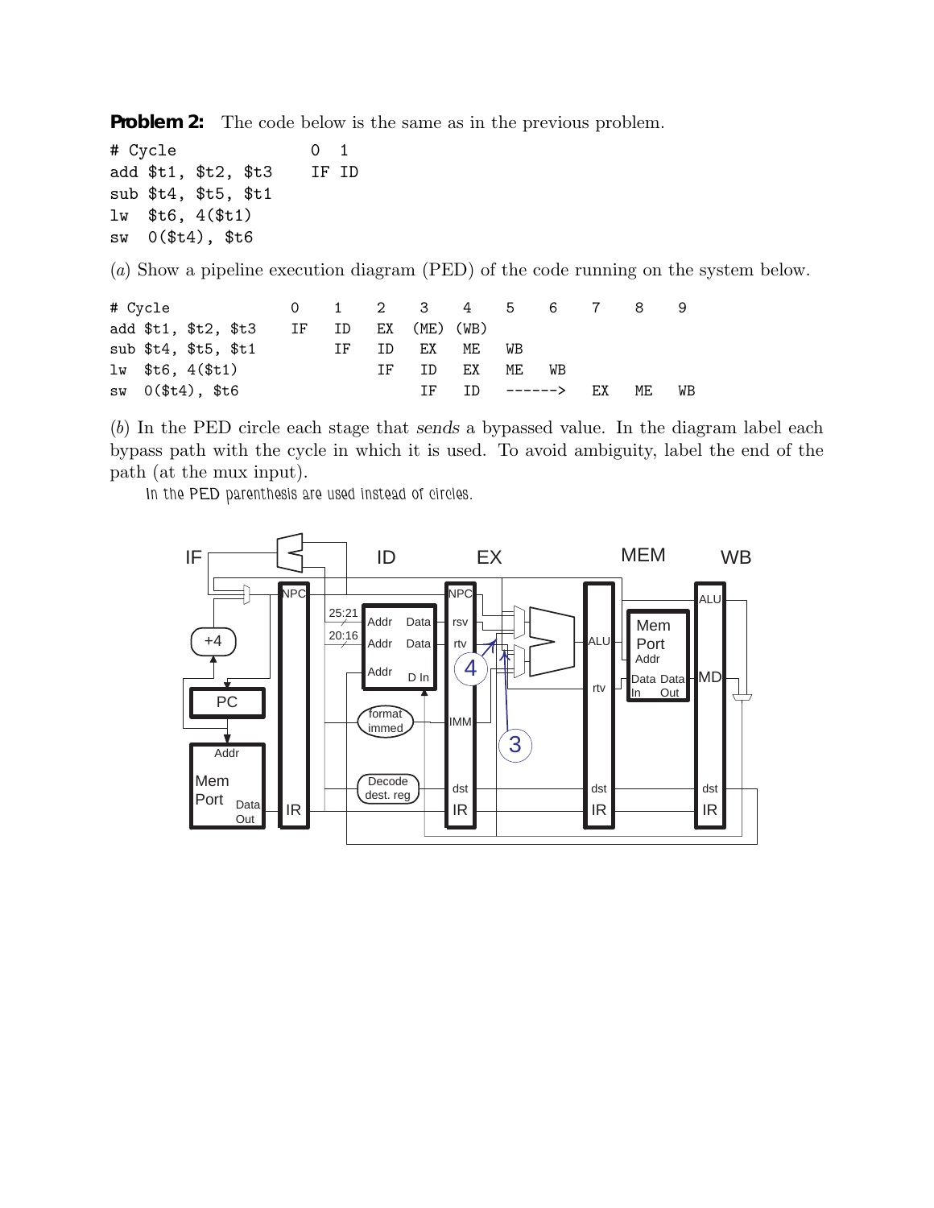**Problem 2:** The code below is the same as in the previous problem.

```
# Cycle              0  1
add $t1, $t2, $t3    IF ID
sub $t4, $t5, $t1
lw  $t6, 4($t1)
sw  0($t4), $t6
```

(*a*) Show a pipeline execution diagram (PED) of the code running on the system below.

```
# Cycle              0    1    2    3    4    5    6    7    8    9
add $t1, $t2, $t3    IF   ID   EX  (ME) (WB)
sub $t4, $t5, $t1         IF   ID   EX   ME   WB
lw  $t6, 4($t1)                IF   ID   EX   ME   WB
sw  0($t4), $t6                     IF   ID   ------>   EX   ME   WB
```

(*b*) In the PED circle each stage that *sends* a bypassed value. In the diagram label each bypass path with the cycle in which it is used. To avoid ambiguity, label the end of the path (at the mux input).

In the PED parenthesis are used instead of circles.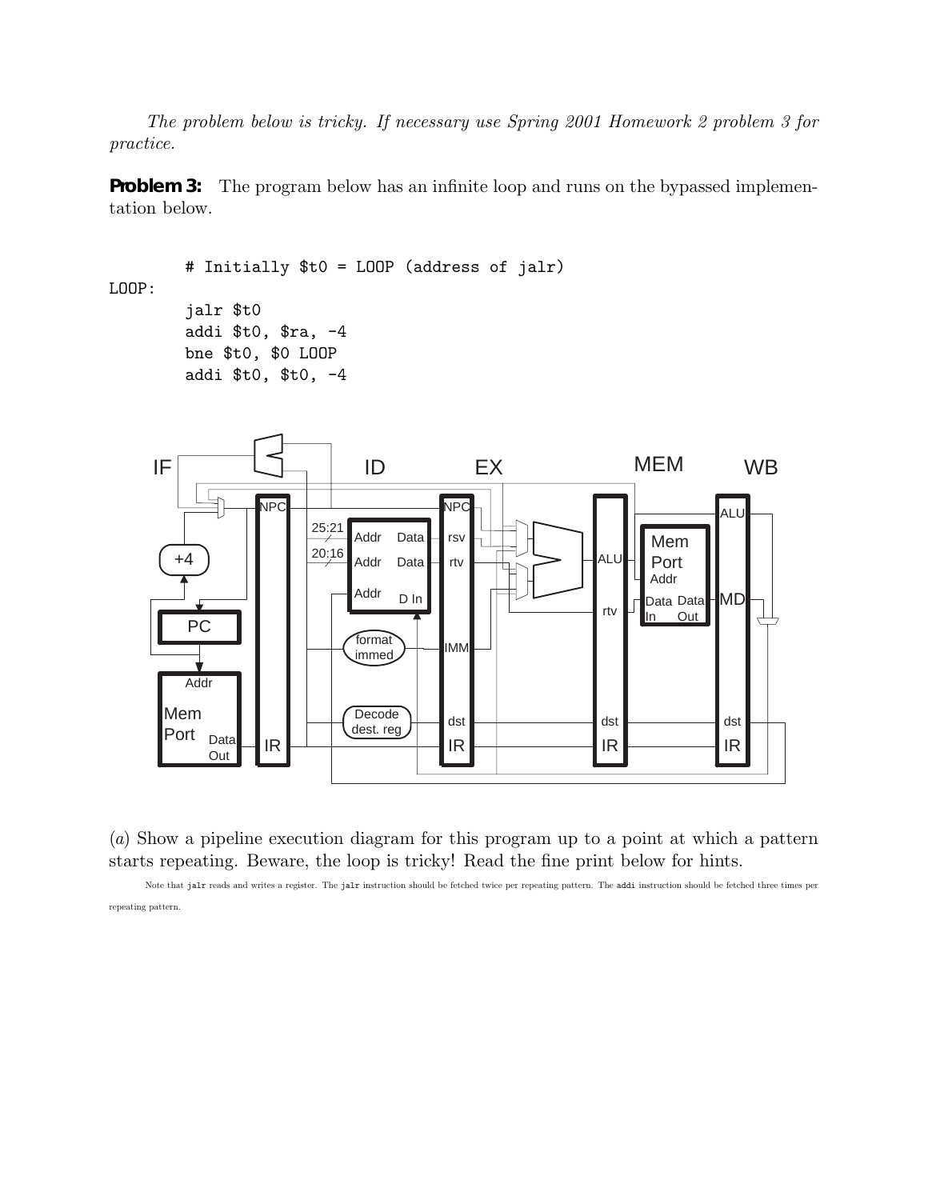*The problem below is tricky. If necessary use Spring 2001 Homework 2 problem 3 for practice.*

**Problem 3:** The program below has an infinite loop and runs on the bypassed implementation below.

```
        # Initially $t0 = LOOP (address of jalr)
LOOP:
        jalr $t0
        addi $t0, $ra, -4
        bne $t0, $0 LOOP
        addi $t0, $t0, -4
```

(*a*) Show a pipeline execution diagram for this program up to a point at which a pattern starts repeating. Beware, the loop is tricky! Read the fine print below for hints.

Note that `jalr` reads and writes a register. The `jalr` instruction should be fetched twice per repeating pattern. The `addi` instruction should be fetched three times per repeating pattern.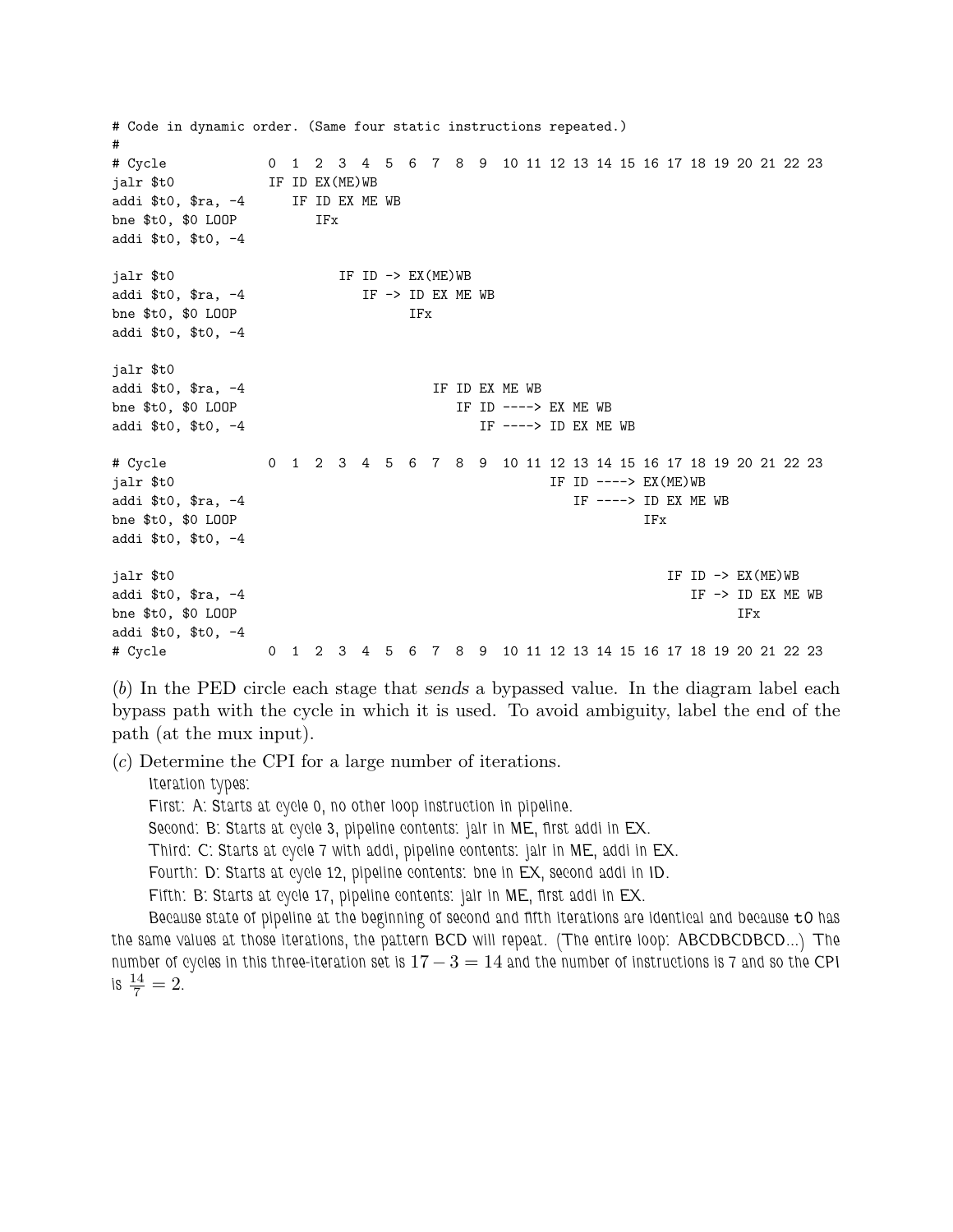```
# Code in dynamic order. (Same four static instructions repeated.)
#
# Cycle             0  1  2  3  4  5  6  7  8  9  10 11 12 13 14 15 16 17 18 19 20 21 22 23
jalr $t0            IF ID EX(ME)WB
addi $t0, $ra, -4      IF ID EX ME WB
bne $t0, $0 LOOP          IFx
addi $t0, $t0, -4

jalr $t0                     IF ID -> EX(ME)WB
addi $t0, $ra, -4               IF -> ID EX ME WB
bne $t0, $0 LOOP                      IFx
addi $t0, $t0, -4

jalr $t0
addi $t0, $ra, -4                        IF ID EX ME WB
bne $t0, $0 LOOP                            IF ID ----> EX ME WB
addi $t0, $t0, -4                              IF ----> ID EX ME WB

# Cycle             0  1  2  3  4  5  6  7  8  9  10 11 12 13 14 15 16 17 18 19 20 21 22 23
jalr $t0                                                  IF ID ----> EX(ME)WB
addi $t0, $ra, -4                                            IF ----> ID EX ME WB
bne $t0, $0 LOOP                                                      IFx
addi $t0, $t0, -4

jalr $t0                                                                 IF ID -> EX(ME)WB
addi $t0, $ra, -4                                                           IF -> ID EX ME WB
bne $t0, $0 LOOP                                                                  IFx
addi $t0, $t0, -4
# Cycle             0  1  2  3  4  5  6  7  8  9  10 11 12 13 14 15 16 17 18 19 20 21 22 23
```

(*b*) In the PED circle each stage that *sends* a bypassed value. In the diagram label each bypass path with the cycle in which it is used. To avoid ambiguity, label the end of the path (at the mux input).

(*c*) Determine the CPI for a large number of iterations.

Iteration types:

First: A: Starts at cycle 0, no other loop instruction in pipeline.

Second: B: Starts at cycle 3, pipeline contents: jalr in ME, first addi in EX.

Third: C: Starts at cycle 7 with addi, pipeline contents: jalr in ME, addi in EX.

Fourth: D: Starts at cycle 12, pipeline contents: bne in EX, second addi in ID.

Fifth: B: Starts at cycle 17, pipeline contents: jalr in ME, first addi in EX.

Because state of pipeline at the beginning of second and fifth iterations are identical and because `t0` has the same values at those iterations, the pattern BCD will repeat. (The entire loop: ABCDBCDBCD...) The number of cycles in this three-iteration set is $17 - 3 = 14$ and the number of instructions is 7 and so the CPI is $\frac{14}{7} = 2$.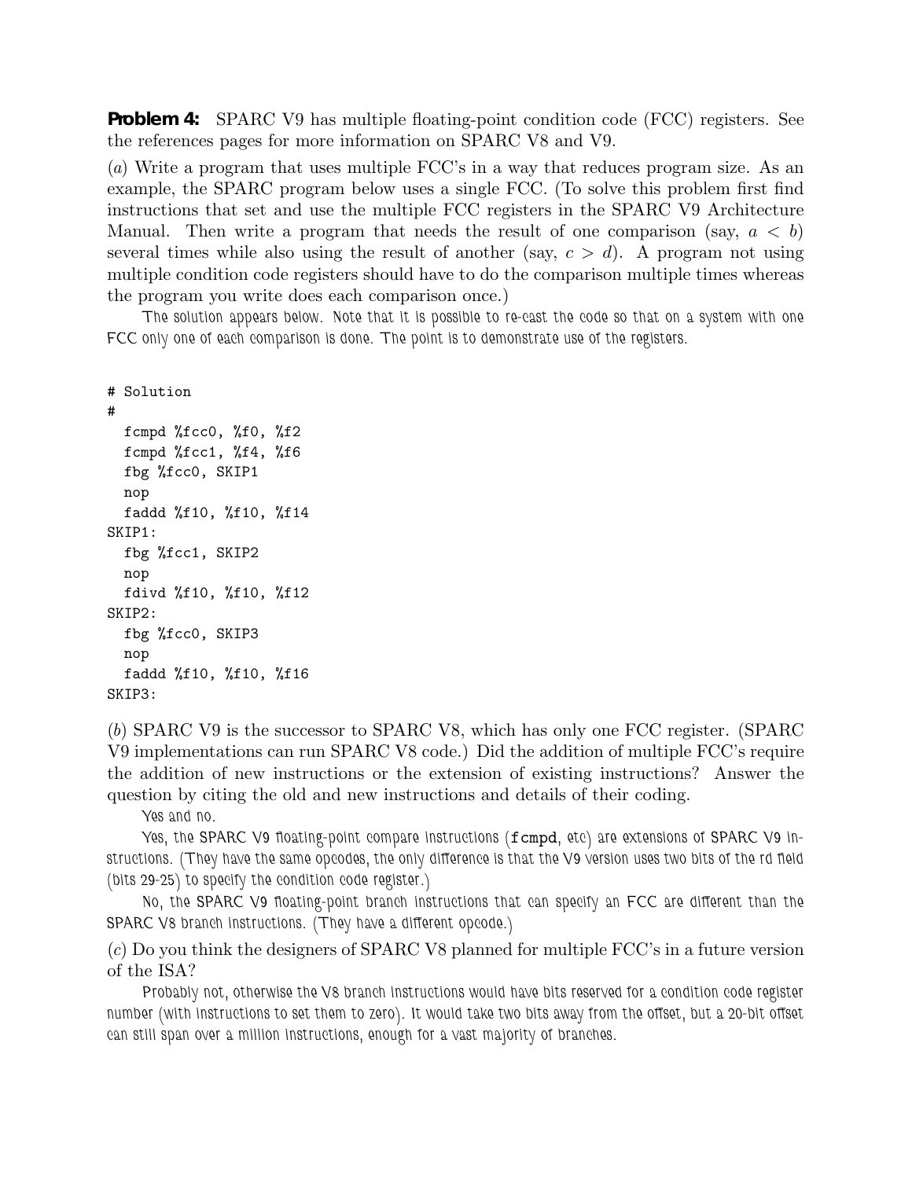**Problem 4:** SPARC V9 has multiple floating-point condition code (FCC) registers. See the references pages for more information on SPARC V8 and V9.

(*a*) Write a program that uses multiple FCC's in a way that reduces program size. As an example, the SPARC program below uses a single FCC. (To solve this problem first find instructions that set and use the multiple FCC registers in the SPARC V9 Architecture Manual. Then write a program that needs the result of one comparison (say, $a < b$) several times while also using the result of another (say, $c > d$). A program not using multiple condition code registers should have to do the comparison multiple times whereas the program you write does each comparison once.)

The solution appears below. Note that it is possible to re-cast the code so that on a system with one FCC only one of each comparison is done. The point is to demonstrate use of the registers.

```
# Solution
#
  fcmpd %fcc0, %f0, %f2
  fcmpd %fcc1, %f4, %f6
  fbg %fcc0, SKIP1
  nop
  faddd %f10, %f10, %f14
SKIP1:
  fbg %fcc1, SKIP2
  nop
  fdivd %f10, %f10, %f12
SKIP2:
  fbg %fcc0, SKIP3
  nop
  faddd %f10, %f10, %f16
SKIP3:
```

(*b*) SPARC V9 is the successor to SPARC V8, which has only one FCC register. (SPARC V9 implementations can run SPARC V8 code.) Did the addition of multiple FCC's require the addition of new instructions or the extension of existing instructions? Answer the question by citing the old and new instructions and details of their coding.

Yes and no.

Yes, the SPARC V9 floating-point compare instructions (`fcmpd`, etc) are extensions of SPARC V9 instructions. (They have the same opcodes, the only difference is that the V9 version uses two bits of the rd field (bits 29-25) to specify the condition code register.)

No, the SPARC V9 floating-point branch instructions that can specify an FCC are different than the SPARC V8 branch instructions. (They have a different opcode.)

(*c*) Do you think the designers of SPARC V8 planned for multiple FCC's in a future version of the ISA?

Probably not, otherwise the V8 branch instructions would have bits reserved for a condition code register number (with instructions to set them to zero). It would take two bits away from the offset, but a 20-bit offset can still span over a million instructions, enough for a vast majority of branches.